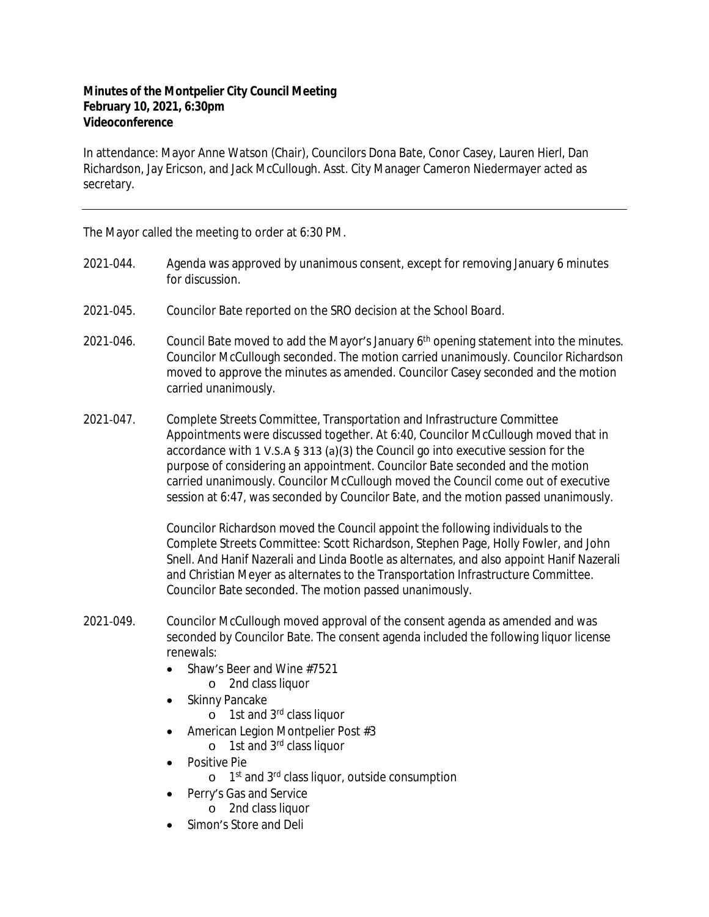**Minutes of the Montpelier City Council Meeting**
**February 10, 2021, 6:30pm**
**Videoconference**

In attendance: Mayor Anne Watson (Chair), Councilors Dona Bate, Conor Casey, Lauren Hierl, Dan Richardson, Jay Ericson, and Jack McCullough. Asst. City Manager Cameron Niedermayer acted as secretary.

---

The Mayor called the meeting to order at 6:30 PM.

2021-044. Agenda was approved by unanimous consent, except for removing January 6 minutes for discussion.

2021-045. Councilor Bate reported on the SRO decision at the School Board.

2021-046. Council Bate moved to add the Mayor's January 6th opening statement into the minutes. Councilor McCullough seconded. The motion carried unanimously. Councilor Richardson moved to approve the minutes as amended. Councilor Casey seconded and the motion carried unanimously.

2021-047. Complete Streets Committee, Transportation and Infrastructure Committee Appointments were discussed together. At 6:40, Councilor McCullough moved that in accordance with 1 V.S.A § 313 (a)(3) the Council go into executive session for the purpose of considering an appointment. Councilor Bate seconded and the motion carried unanimously. Councilor McCullough moved the Council come out of executive session at 6:47, was seconded by Councilor Bate, and the motion passed unanimously.

Councilor Richardson moved the Council appoint the following individuals to the Complete Streets Committee: Scott Richardson, Stephen Page, Holly Fowler, and John Snell. And Hanif Nazerali and Linda Bootle as alternates, and also appoint Hanif Nazerali and Christian Meyer as alternates to the Transportation Infrastructure Committee. Councilor Bate seconded. The motion passed unanimously.

2021-049. Councilor McCullough moved approval of the consent agenda as amended and was seconded by Councilor Bate. The consent agenda included the following liquor license renewals:

- Shaw's Beer and Wine #7521
  - 2nd class liquor
- Skinny Pancake
  - 1st and 3rd class liquor
- American Legion Montpelier Post #3
  - 1st and 3rd class liquor
- Positive Pie
  - 1st and 3rd class liquor, outside consumption
- Perry's Gas and Service
  - 2nd class liquor
- Simon's Store and Deli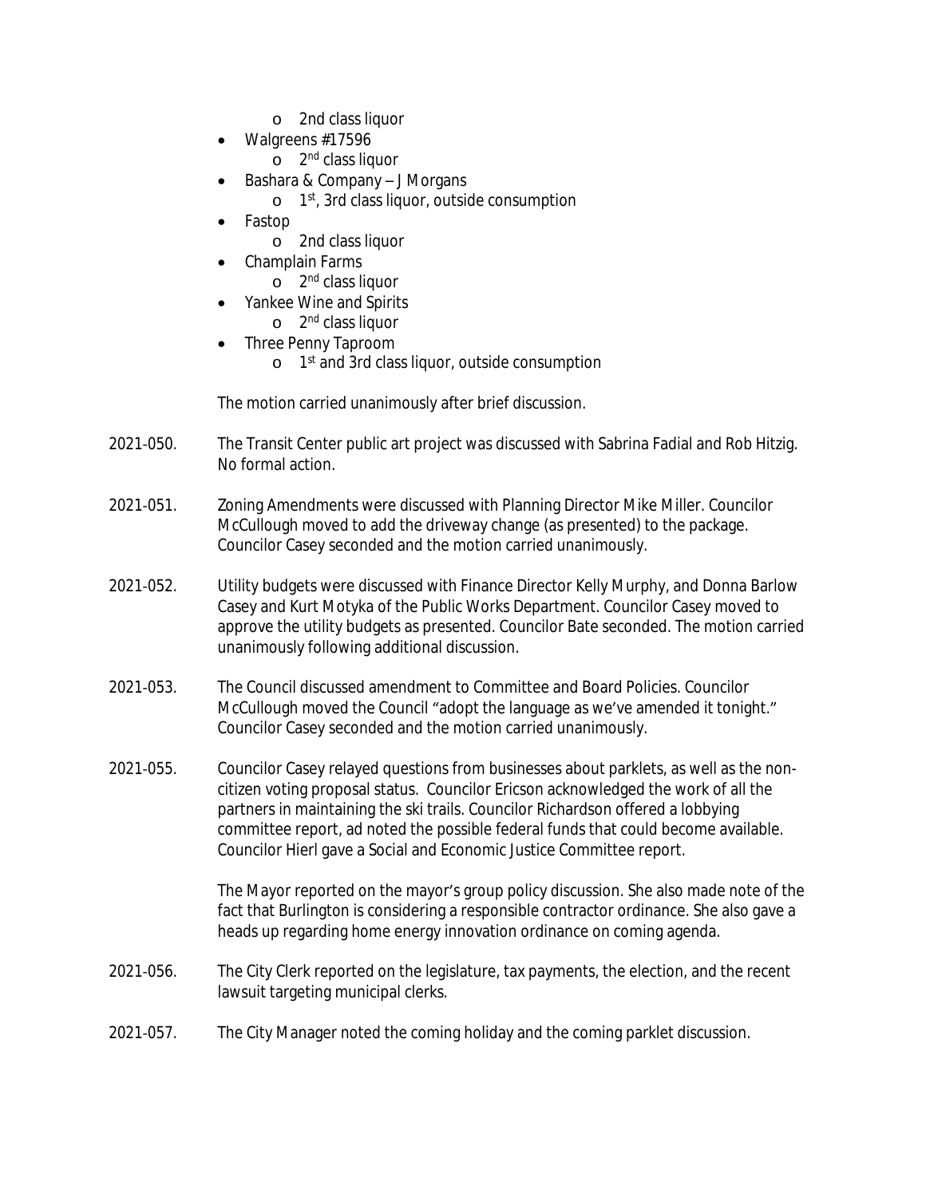- 2nd class liquor
- Walgreens #17596
  - 2nd class liquor
- Bashara & Company – J Morgans
  - 1st, 3rd class liquor, outside consumption
- Fastop
  - 2nd class liquor
- Champlain Farms
  - 2nd class liquor
- Yankee Wine and Spirits
  - 2nd class liquor
- Three Penny Taproom
  - 1st and 3rd class liquor, outside consumption

The motion carried unanimously after brief discussion.

2021-050. The Transit Center public art project was discussed with Sabrina Fadial and Rob Hitzig. No formal action.

2021-051. Zoning Amendments were discussed with Planning Director Mike Miller. Councilor McCullough moved to add the driveway change (as presented) to the package. Councilor Casey seconded and the motion carried unanimously.

2021-052. Utility budgets were discussed with Finance Director Kelly Murphy, and Donna Barlow Casey and Kurt Motyka of the Public Works Department. Councilor Casey moved to approve the utility budgets as presented. Councilor Bate seconded. The motion carried unanimously following additional discussion.

2021-053. The Council discussed amendment to Committee and Board Policies. Councilor McCullough moved the Council "adopt the language as we've amended it tonight." Councilor Casey seconded and the motion carried unanimously.

2021-055. Councilor Casey relayed questions from businesses about parklets, as well as the non-citizen voting proposal status. Councilor Ericson acknowledged the work of all the partners in maintaining the ski trails. Councilor Richardson offered a lobbying committee report, ad noted the possible federal funds that could become available. Councilor Hierl gave a Social and Economic Justice Committee report.

The Mayor reported on the mayor's group policy discussion. She also made note of the fact that Burlington is considering a responsible contractor ordinance. She also gave a heads up regarding home energy innovation ordinance on coming agenda.

2021-056. The City Clerk reported on the legislature, tax payments, the election, and the recent lawsuit targeting municipal clerks.

2021-057. The City Manager noted the coming holiday and the coming parklet discussion.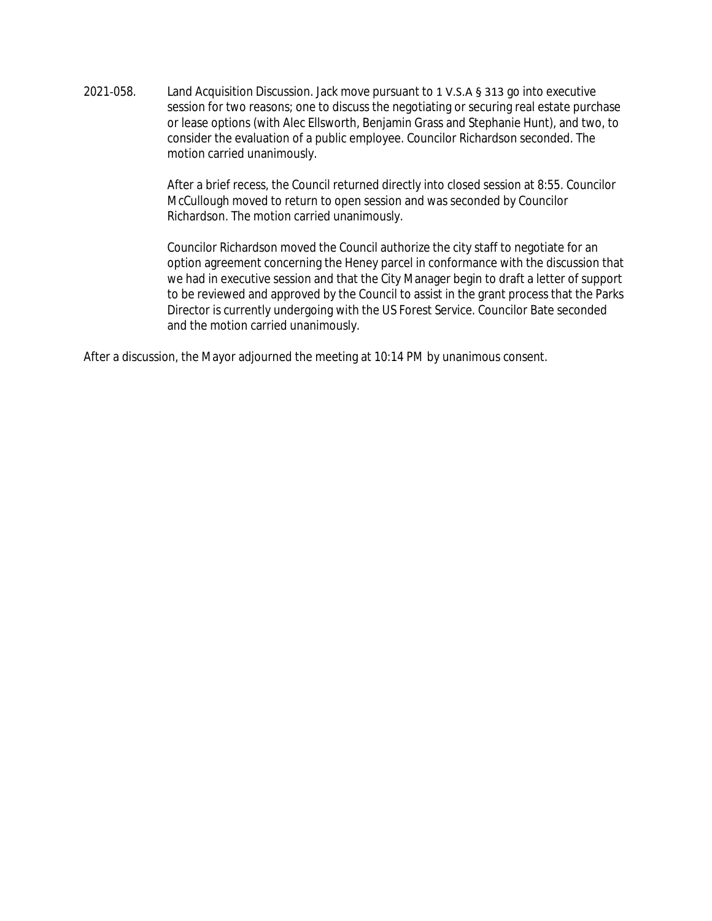2021-058. Land Acquisition Discussion. Jack move pursuant to 1 V.S.A § 313 go into executive session for two reasons; one to discuss the negotiating or securing real estate purchase or lease options (with Alec Ellsworth, Benjamin Grass and Stephanie Hunt), and two, to consider the evaluation of a public employee. Councilor Richardson seconded. The motion carried unanimously.

After a brief recess, the Council returned directly into closed session at 8:55. Councilor McCullough moved to return to open session and was seconded by Councilor Richardson. The motion carried unanimously.

Councilor Richardson moved the Council authorize the city staff to negotiate for an option agreement concerning the Heney parcel in conformance with the discussion that we had in executive session and that the City Manager begin to draft a letter of support to be reviewed and approved by the Council to assist in the grant process that the Parks Director is currently undergoing with the US Forest Service. Councilor Bate seconded and the motion carried unanimously.

After a discussion, the Mayor adjourned the meeting at 10:14 PM by unanimous consent.